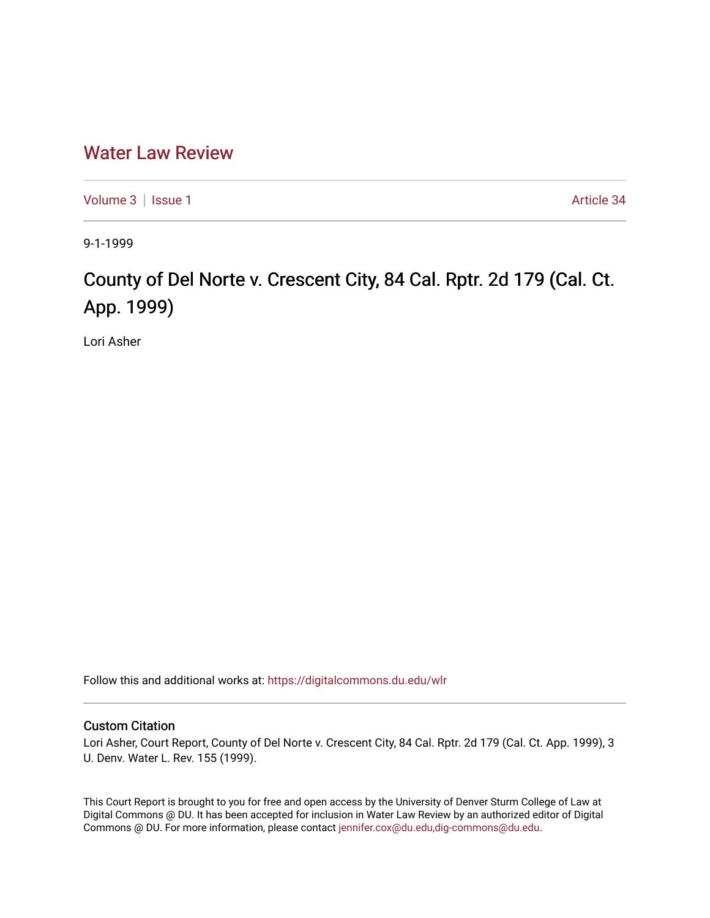# Water Law Review

Volume 3 | Issue 1 Article 34

9-1-1999

## County of Del Norte v. Crescent City, 84 Cal. Rptr. 2d 179 (Cal. Ct. App. 1999)

Lori Asher

Follow this and additional works at: https://digitalcommons.du.edu/wlr

### Custom Citation

Lori Asher, Court Report, County of Del Norte v. Crescent City, 84 Cal. Rptr. 2d 179 (Cal. Ct. App. 1999), 3 U. Denv. Water L. Rev. 155 (1999).

This Court Report is brought to you for free and open access by the University of Denver Sturm College of Law at Digital Commons @ DU. It has been accepted for inclusion in Water Law Review by an authorized editor of Digital Commons @ DU. For more information, please contact jennifer.cox@du.edu,dig-commons@du.edu.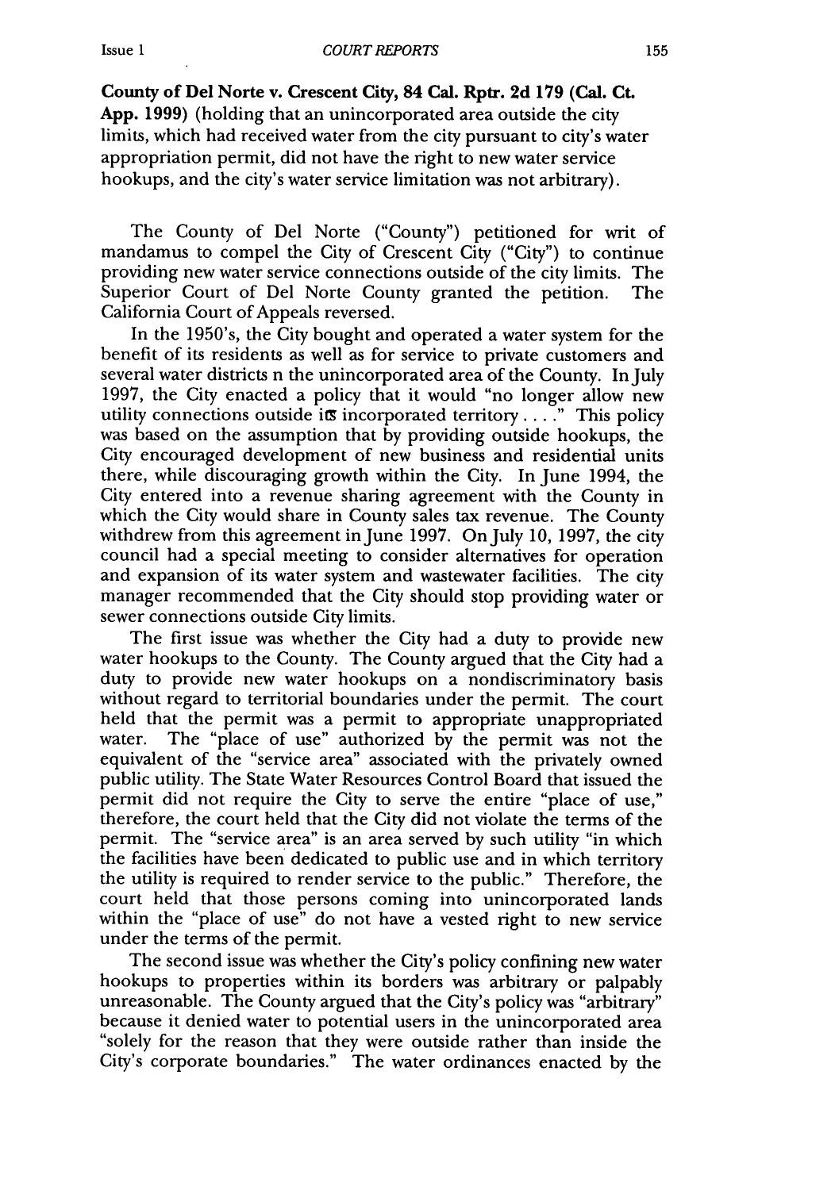**County of Del Norte v. Crescent City, 84 Cal. Rptr. 2d 179 (Cal. Ct. App. 1999)** (holding that an unincorporated area outside the city limits, which had received water from the city pursuant to city's water appropriation permit, did not have the right to new water service hookups, and the city's water service limitation was not arbitrary).

The County of Del Norte ("County") petitioned for writ of mandamus to compel the City of Crescent City ("City") to continue providing new water service connections outside of the city limits. The Superior Court of Del Norte County granted the petition. The California Court of Appeals reversed.

In the 1950's, the City bought and operated a water system for the benefit of its residents as well as for service to private customers and several water districts n the unincorporated area of the County. In July 1997, the City enacted a policy that it would "no longer allow new utility connections outside its incorporated territory . . . ." This policy was based on the assumption that by providing outside hookups, the City encouraged development of new business and residential units there, while discouraging growth within the City. In June 1994, the City entered into a revenue sharing agreement with the County in which the City would share in County sales tax revenue. The County withdrew from this agreement in June 1997. On July 10, 1997, the city council had a special meeting to consider alternatives for operation and expansion of its water system and wastewater facilities. The city manager recommended that the City should stop providing water or sewer connections outside City limits.

The first issue was whether the City had a duty to provide new water hookups to the County. The County argued that the City had a duty to provide new water hookups on a nondiscriminatory basis without regard to territorial boundaries under the permit. The court held that the permit was a permit to appropriate unappropriated water. The "place of use" authorized by the permit was not the equivalent of the "service area" associated with the privately owned public utility. The State Water Resources Control Board that issued the permit did not require the City to serve the entire "place of use," therefore, the court held that the City did not violate the terms of the permit. The "service area" is an area served by such utility "in which the facilities have been dedicated to public use and in which territory the utility is required to render service to the public." Therefore, the court held that those persons coming into unincorporated lands within the "place of use" do not have a vested right to new service under the terms of the permit.

The second issue was whether the City's policy confining new water hookups to properties within its borders was arbitrary or palpably unreasonable. The County argued that the City's policy was "arbitrary" because it denied water to potential users in the unincorporated area "solely for the reason that they were outside rather than inside the City's corporate boundaries." The water ordinances enacted by the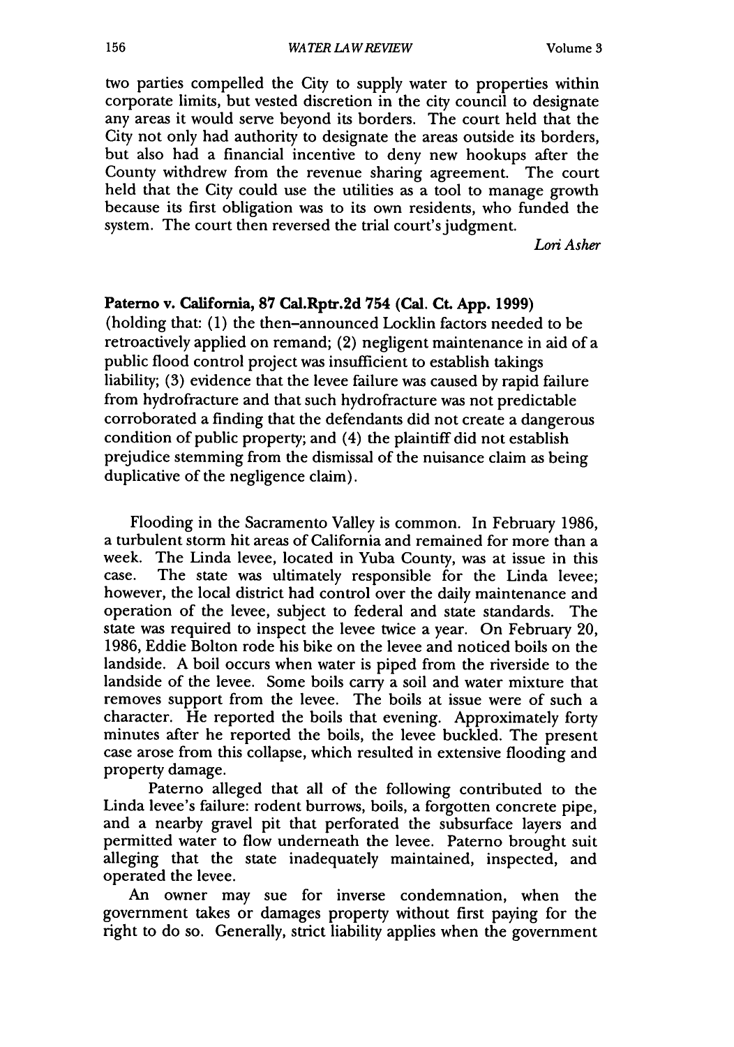two parties compelled the City to supply water to properties within corporate limits, but vested discretion in the city council to designate any areas it would serve beyond its borders. The court held that the City not only had authority to designate the areas outside its borders, but also had a financial incentive to deny new hookups after the County withdrew from the revenue sharing agreement. The court held that the City could use the utilities as a tool to manage growth because its first obligation was to its own residents, who funded the system. The court then reversed the trial court's judgment.

*Lori Asher*

**Paterno v. California, 87 Cal.Rptr.2d 754 (Cal. Ct. App. 1999)**
(holding that: (1) the then–announced Locklin factors needed to be retroactively applied on remand; (2) negligent maintenance in aid of a public flood control project was insufficient to establish takings liability; (3) evidence that the levee failure was caused by rapid failure from hydrofracture and that such hydrofracture was not predictable corroborated a finding that the defendants did not create a dangerous condition of public property; and (4) the plaintiff did not establish prejudice stemming from the dismissal of the nuisance claim as being duplicative of the negligence claim).

Flooding in the Sacramento Valley is common. In February 1986, a turbulent storm hit areas of California and remained for more than a week. The Linda levee, located in Yuba County, was at issue in this case. The state was ultimately responsible for the Linda levee; however, the local district had control over the daily maintenance and operation of the levee, subject to federal and state standards. The state was required to inspect the levee twice a year. On February 20, 1986, Eddie Bolton rode his bike on the levee and noticed boils on the landside. A boil occurs when water is piped from the riverside to the landside of the levee. Some boils carry a soil and water mixture that removes support from the levee. The boils at issue were of such a character. He reported the boils that evening. Approximately forty minutes after he reported the boils, the levee buckled. The present case arose from this collapse, which resulted in extensive flooding and property damage.

Paterno alleged that all of the following contributed to the Linda levee's failure: rodent burrows, boils, a forgotten concrete pipe, and a nearby gravel pit that perforated the subsurface layers and permitted water to flow underneath the levee. Paterno brought suit alleging that the state inadequately maintained, inspected, and operated the levee.

An owner may sue for inverse condemnation, when the government takes or damages property without first paying for the right to do so. Generally, strict liability applies when the government